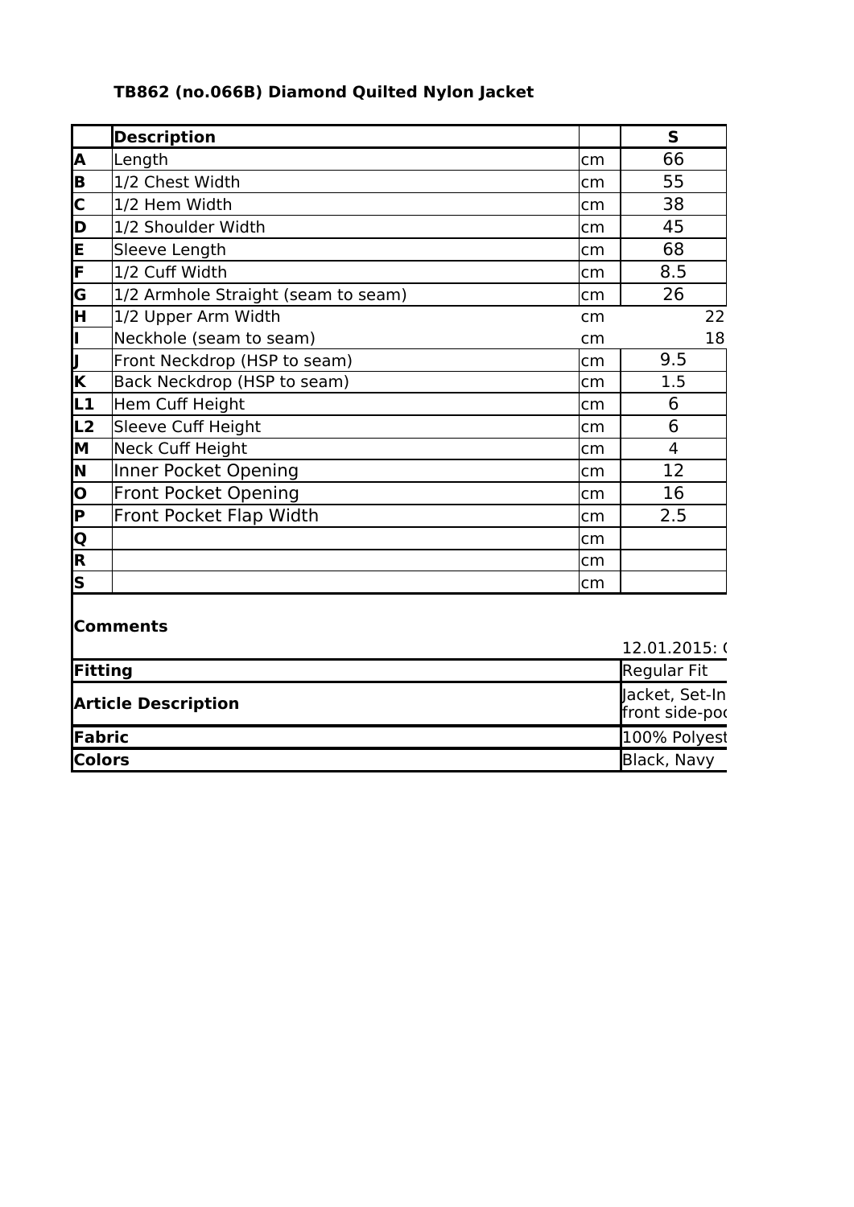**TB862 (no.066B) Diamond Quilted Nylon Jacket**

| | Description | | S |
|---|---|---|---|
| A | Length | cm | 66 |
| B | 1/2 Chest Width | cm | 55 |
| C | 1/2 Hem Width | cm | 38 |
| D | 1/2 Shoulder Width | cm | 45 |
| E | Sleeve Length | cm | 68 |
| F | 1/2 Cuff Width | cm | 8.5 |
| G | 1/2 Armhole Straight (seam to seam) | cm | 26 |
| H | 1/2 Upper Arm Width | cm | 22 |
| I | Neckhole (seam to seam) | cm | 18 |
| J | Front Neckdrop (HSP to seam) | cm | 9.5 |
| K | Back Neckdrop (HSP to seam) | cm | 1.5 |
| L1 | Hem Cuff Height | cm | 6 |
| L2 | Sleeve Cuff Height | cm | 6 |
| M | Neck Cuff Height | cm | 4 |
| N | Inner Pocket Opening | cm | 12 |
| O | Front Pocket Opening | cm | 16 |
| P | Front Pocket Flap Width | cm | 2.5 |
| Q | | cm | |
| R | | cm | |
| S | | cm | |

| **Comments** | 12.01.2015: ( |
|---|---|
| **Fitting** | Regular Fit |
| **Article Description** | Jacket, Set-In front side-poc |
| **Fabric** | 100% Polyest |
| **Colors** | Black, Navy |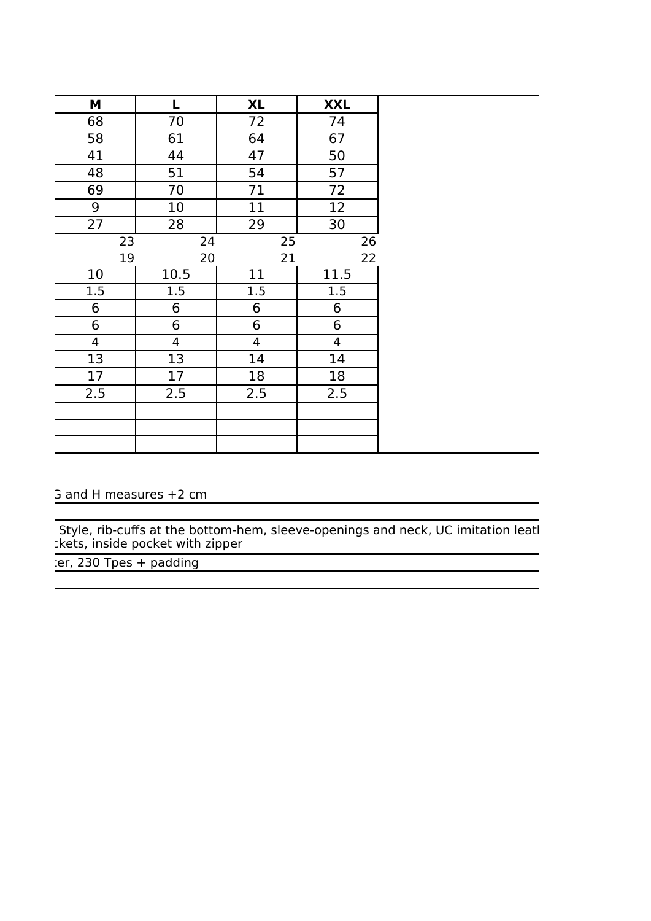| M | L | XL | XXL |
|---|---|---|---|
| 68 | 70 | 72 | 74 |
| 58 | 61 | 64 | 67 |
| 41 | 44 | 47 | 50 |
| 48 | 51 | 54 | 57 |
| 69 | 70 | 71 | 72 |
| 9 | 10 | 11 | 12 |
| 27 | 28 | 29 | 30 |
| 23 | 24 | 25 | 26 |
| 19 | 20 | 21 | 22 |
| 10 | 10.5 | 11 | 11.5 |
| 1.5 | 1.5 | 1.5 | 1.5 |
| 6 | 6 | 6 | 6 |
| 6 | 6 | 6 | 6 |
| 4 | 4 | 4 | 4 |
| 13 | 13 | 14 | 14 |
| 17 | 17 | 18 | 18 |
| 2.5 | 2.5 | 2.5 | 2.5 |
| | | | |
| | | | |
| | | | |

G and H measures +2 cm

Style, rib-cuffs at the bottom-hem, sleeve-openings and neck, UC imitation leatl
ckets, inside pocket with zipper

ter, 230 Tpes + padding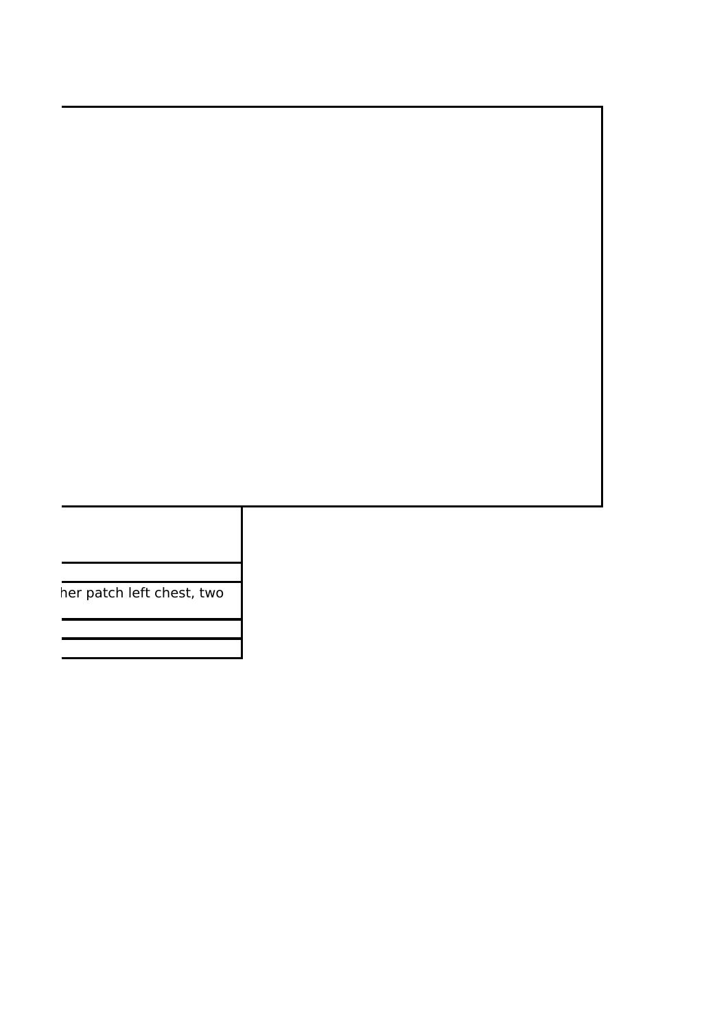|  |
| --- |
|  |
|  |
| her patch left chest, two |
|  |
|  |